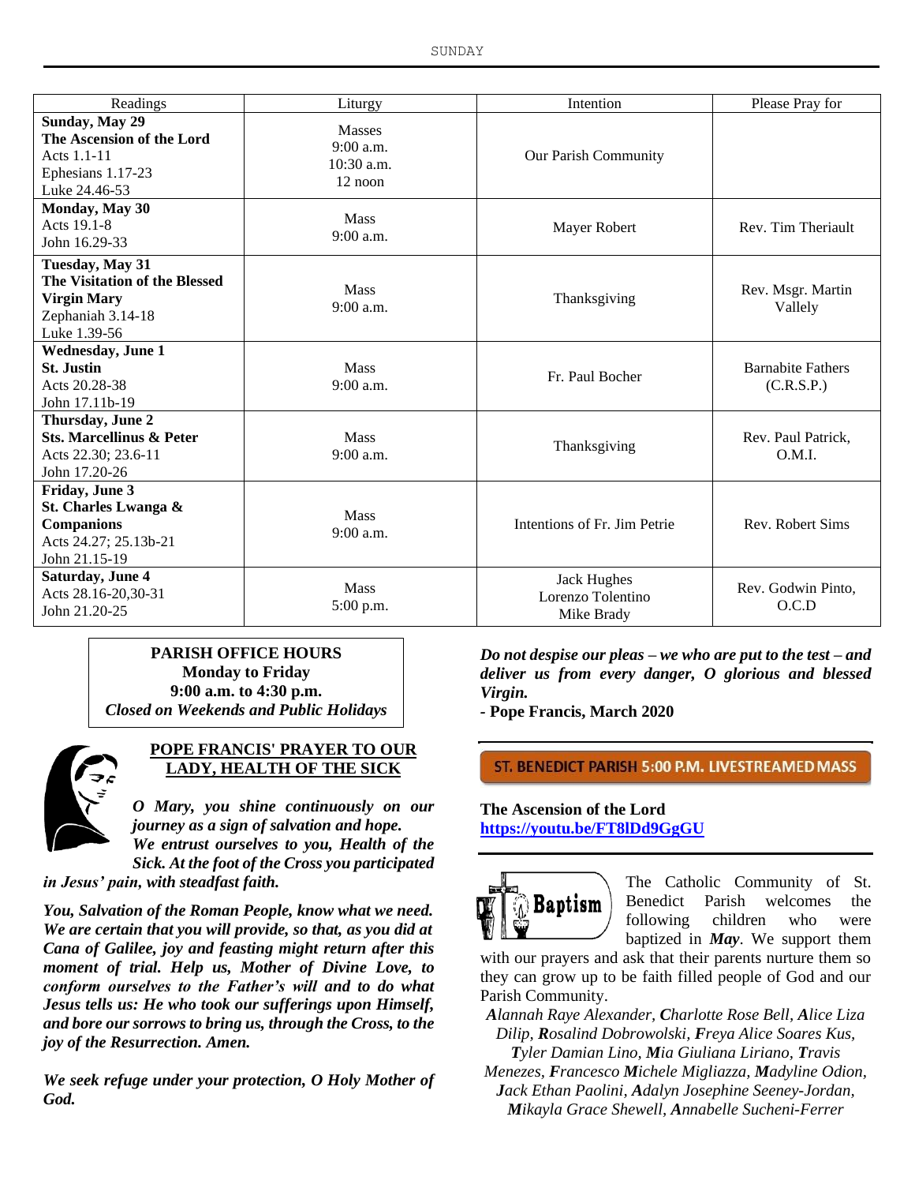| Readings | Liturgy | Intention | Please Pray for |
|---|---|---|---|
| **Sunday, May 29** **The Ascension of the Lord** Acts 1.1-11 Ephesians 1.17-23 Luke 24.46-53 | Masses 9:00 a.m. 10:30 a.m. 12 noon | Our Parish Community | |
| **Monday, May 30** Acts 19.1-8 John 16.29-33 | Mass 9:00 a.m. | Mayer Robert | Rev. Tim Theriault |
| **Tuesday, May 31** **The Visitation of the Blessed Virgin Mary** Zephaniah 3.14-18 Luke 1.39-56 | Mass 9:00 a.m. | Thanksgiving | Rev. Msgr. Martin Vallely |
| **Wednesday, June 1** **St. Justin** Acts 20.28-38 John 17.11b-19 | Mass 9:00 a.m. | Fr. Paul Bocher | Barnabite Fathers (C.R.S.P.) |
| **Thursday, June 2** **Sts. Marcellinus & Peter** Acts 22.30; 23.6-11 John 17.20-26 | Mass 9:00 a.m. | Thanksgiving | Rev. Paul Patrick, O.M.I. |
| **Friday, June 3** **St. Charles Lwanga & Companions** Acts 24.27; 25.13b-21 John 21.15-19 | Mass 9:00 a.m. | Intentions of Fr. Jim Petrie | Rev. Robert Sims |
| **Saturday, June 4** Acts 28.16-20,30-31 John 21.20-25 | Mass 5:00 p.m. | Jack Hughes Lorenzo Tolentino Mike Brady | Rev. Godwin Pinto, O.C.D |

**PARISH OFFICE HOURS**
**Monday to Friday**
**9:00 a.m. to 4:30 p.m.**
***Closed on Weekends and Public Holidays***

## POPE FRANCIS' PRAYER TO OUR LADY, HEALTH OF THE SICK

***O Mary, you shine continuously on our journey as a sign of salvation and hope. We entrust ourselves to you, Health of the Sick. At the foot of the Cross you participated in Jesus' pain, with steadfast faith.***

***You, Salvation of the Roman People, know what we need. We are certain that you will provide, so that, as you did at Cana of Galilee, joy and feasting might return after this moment of trial. Help us, Mother of Divine Love, to conform ourselves to the Father's will and to do what Jesus tells us: He who took our sufferings upon Himself, and bore our sorrows to bring us, through the Cross, to the joy of the Resurrection. Amen.***

***We seek refuge under your protection, O Holy Mother of God.***

***Do not despise our pleas – we who are put to the test – and deliver us from every danger, O glorious and blessed Virgin.***
**- Pope Francis, March 2020**

**ST. BENEDICT PARISH 5:00 P.M. LIVESTREAMED MASS**

**The Ascension of the Lord**
**https://youtu.be/FT8lDd9GgGU**

**Baptism**

The Catholic Community of St. Benedict Parish welcomes the following children who were baptized in ***May***. We support them with our prayers and ask that their parents nurture them so they can grow up to be faith filled people of God and our Parish Community.

*Alannah Raye Alexander, Charlotte Rose Bell, Alice Liza Dilip, Rosalind Dobrowolski, Freya Alice Soares Kus, Tyler Damian Lino, Mia Giuliana Liriano, Travis Menezes, Francesco Michele Migliazza, Madyline Odion, Jack Ethan Paolini, Adalyn Josephine Seeney-Jordan, Mikayla Grace Shewell, Annabelle Sucheni-Ferrer*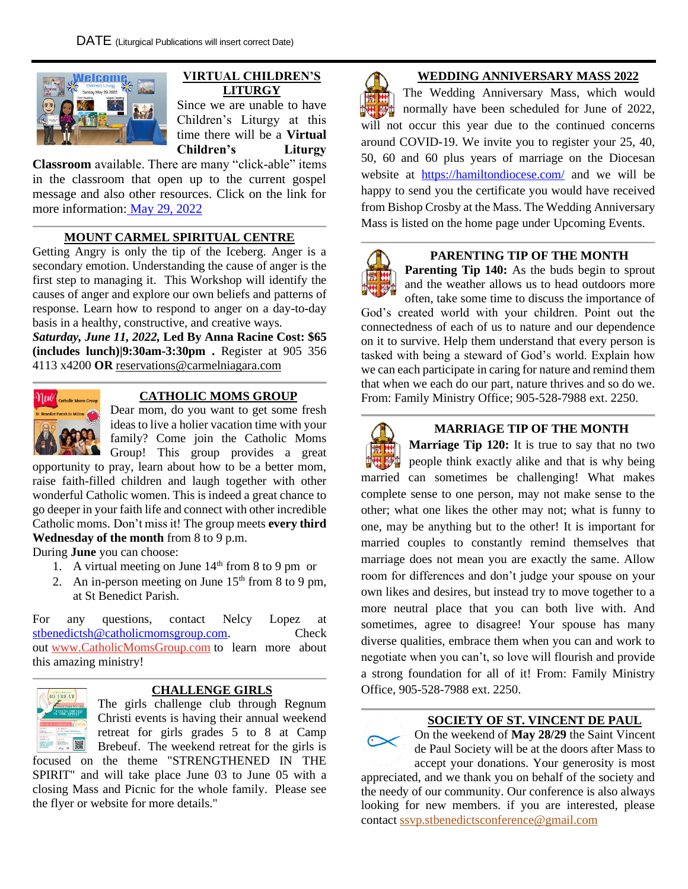DATE (Liturgical Publications will insert correct Date)

## VIRTUAL CHILDREN'S LITURGY

Since we are unable to have Children's Liturgy at this time there will be a **Virtual Children's Liturgy Classroom** available. There are many "click-able" items in the classroom that open up to the current gospel message and also other resources. Click on the link for more information: May 29, 2022

## MOUNT CARMEL SPIRITUAL CENTRE

Getting Angry is only the tip of the Iceberg. Anger is a secondary emotion. Understanding the cause of anger is the first step to managing it. This Workshop will identify the causes of anger and explore our own beliefs and patterns of response. Learn how to respond to anger on a day-to-day basis in a healthy, constructive, and creative ways.

***Saturday, June 11, 2022,*** **Led By Anna Racine Cost: $65 (includes lunch)|9:30am-3:30pm .** Register at 905 356 4113 x4200 **OR** reservations@carmelniagara.com

## CATHOLIC MOMS GROUP

Dear mom, do you want to get some fresh ideas to live a holier vacation time with your family? Come join the Catholic Moms Group! This group provides a great opportunity to pray, learn about how to be a better mom, raise faith-filled children and laugh together with other wonderful Catholic women. This is indeed a great chance to go deeper in your faith life and connect with other incredible Catholic moms. Don't miss it! The group meets **every third Wednesday of the month** from 8 to 9 p.m.

During **June** you can choose:

1. A virtual meeting on June 14th from 8 to 9 pm or
2. An in-person meeting on June 15th from 8 to 9 pm, at St Benedict Parish.

For any questions, contact Nelcy Lopez at stbenedictsh@catholicmomsgroup.com. Check out www.CatholicMomsGroup.com to learn more about this amazing ministry!

## CHALLENGE GIRLS

The girls challenge club through Regnum Christi events is having their annual weekend retreat for girls grades 5 to 8 at Camp Brebeuf. The weekend retreat for the girls is focused on the theme "STRENGTHENED IN THE SPIRIT" and will take place June 03 to June 05 with a closing Mass and Picnic for the whole family. Please see the flyer or website for more details."

## WEDDING ANNIVERSARY MASS 2022

The Wedding Anniversary Mass, which would normally have been scheduled for June of 2022, will not occur this year due to the continued concerns around COVID-19. We invite you to register your 25, 40, 50, 60 and 60 plus years of marriage on the Diocesan website at https://hamiltondiocese.com/ and we will be happy to send you the certificate you would have received from Bishop Crosby at the Mass. The Wedding Anniversary Mass is listed on the home page under Upcoming Events.

## PARENTING TIP OF THE MONTH

**Parenting Tip 140:** As the buds begin to sprout and the weather allows us to head outdoors more often, take some time to discuss the importance of God's created world with your children. Point out the connectedness of each of us to nature and our dependence on it to survive. Help them understand that every person is tasked with being a steward of God's world. Explain how we can each participate in caring for nature and remind them that when we each do our part, nature thrives and so do we. From: Family Ministry Office; 905-528-7988 ext. 2250.

## MARRIAGE TIP OF THE MONTH

**Marriage Tip 120:** It is true to say that no two people think exactly alike and that is why being married can sometimes be challenging! What makes complete sense to one person, may not make sense to the other; what one likes the other may not; what is funny to one, may be anything but to the other! It is important for married couples to constantly remind themselves that marriage does not mean you are exactly the same. Allow room for differences and don't judge your spouse on your own likes and desires, but instead try to move together to a more neutral place that you can both live with. And sometimes, agree to disagree! Your spouse has many diverse qualities, embrace them when you can and work to negotiate when you can't, so love will flourish and provide a strong foundation for all of it! From: Family Ministry Office, 905-528-7988 ext. 2250.

## SOCIETY OF ST. VINCENT DE PAUL

On the weekend of **May 28/29** the Saint Vincent de Paul Society will be at the doors after Mass to accept your donations. Your generosity is most appreciated, and we thank you on behalf of the society and the needy of our community. Our conference is also always looking for new members. if you are interested, please contact ssvp.stbenedictsconference@gmail.com